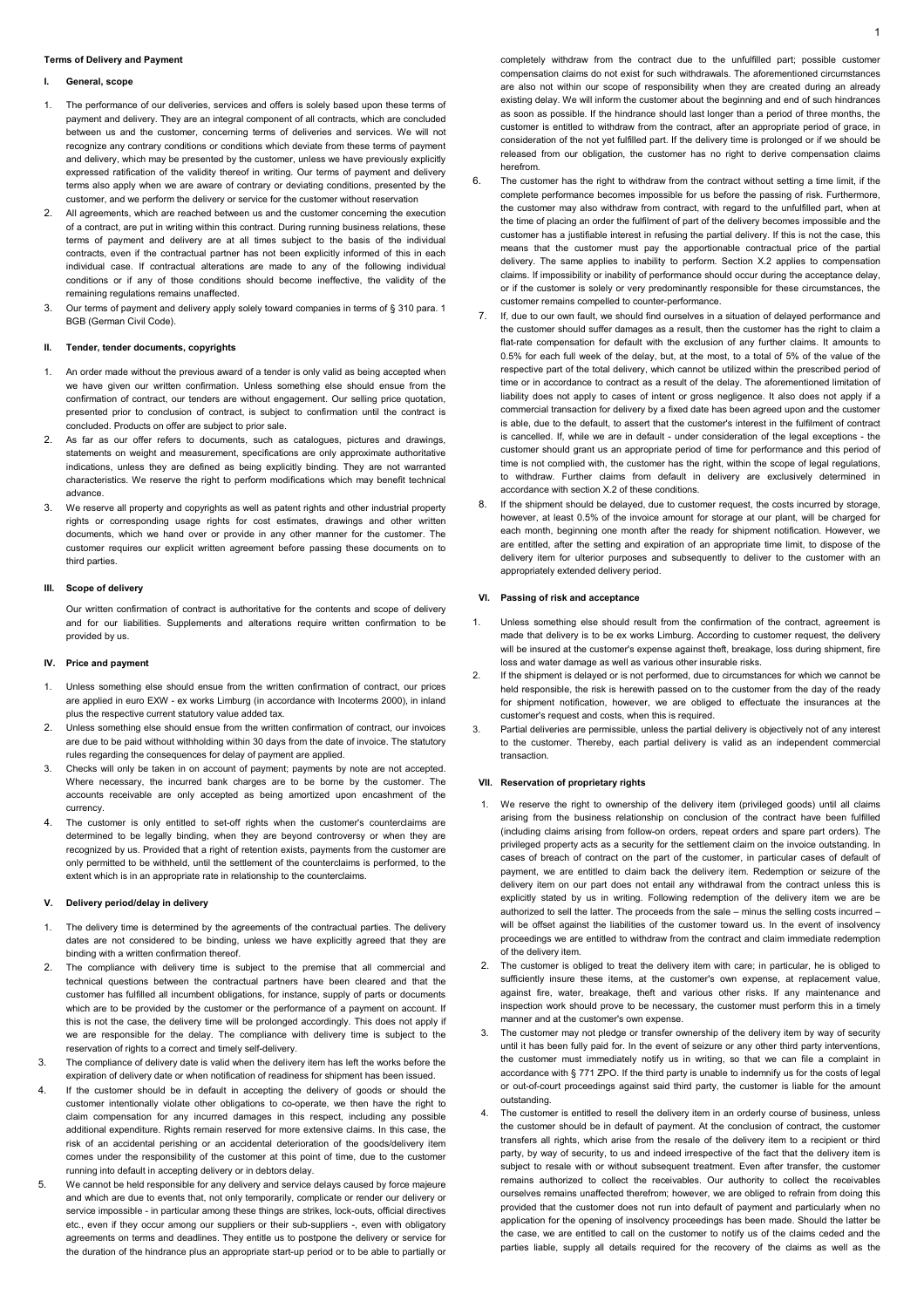**Terms of Delivery and Payment**

## I. General, scope

1. The performance of our deliveries, services and offers is solely based upon these terms of payment and delivery. They are an integral component of all contracts, which are concluded between us and the customer, concerning terms of deliveries and services. We will not recognize any contrary conditions or conditions which deviate from these terms of payment and delivery, which may be presented by the customer, unless we have previously explicitly expressed ratification of the validity thereof in writing. Our terms of payment and delivery terms also apply when we are aware of contrary or deviating conditions, presented by the customer, and we perform the delivery or service for the customer without reservation
2. All agreements, which are reached between us and the customer concerning the execution of a contract, are put in writing within this contract. During running business relations, these terms of payment and delivery are at all times subject to the basis of the individual contracts, even if the contractual partner has not been explicitly informed of this in each individual case. If contractual alterations are made to any of the following individual conditions or if any of those conditions should become ineffective, the validity of the remaining regulations remains unaffected.
3. Our terms of payment and delivery apply solely toward companies in terms of § 310 para. 1 BGB (German Civil Code).

## II. Tender, tender documents, copyrights

1. An order made without the previous award of a tender is only valid as being accepted when we have given our written confirmation. Unless something else should ensue from the confirmation of contract, our tenders are without engagement. Our selling price quotation, presented prior to conclusion of contract, is subject to confirmation until the contract is concluded. Products on offer are subject to prior sale.
2. As far as our offer refers to documents, such as catalogues, pictures and drawings, statements on weight and measurement, specifications are only approximate authoritative indications, unless they are defined as being explicitly binding. They are not warranted characteristics. We reserve the right to perform modifications which may benefit technical advance.
3. We reserve all property and copyrights as well as patent rights and other industrial property rights or corresponding usage rights for cost estimates, drawings and other written documents, which we hand over or provide in any other manner for the customer. The customer requires our explicit written agreement before passing these documents on to third parties.

## III. Scope of delivery

Our written confirmation of contract is authoritative for the contents and scope of delivery and for our liabilities. Supplements and alterations require written confirmation to be provided by us.

## IV. Price and payment

1. Unless something else should ensue from the written confirmation of contract, our prices are applied in euro EXW - ex works Limburg (in accordance with Incoterms 2000), in inland plus the respective current statutory value added tax.
2. Unless something else should ensue from the written confirmation of contract, our invoices are due to be paid without withholding within 30 days from the date of invoice. The statutory rules regarding the consequences for delay of payment are applied.
3. Checks will only be taken in on account of payment; payments by note are not accepted. Where necessary, the incurred bank charges are to be borne by the customer. The accounts receivable are only accepted as being amortized upon encashment of the currency.
4. The customer is only entitled to set-off rights when the customer's counterclaims are determined to be legally binding, when they are beyond controversy or when they are recognized by us. Provided that a right of retention exists, payments from the customer are only permitted to be withheld, until the settlement of the counterclaims is performed, to the extent which is in an appropriate rate in relationship to the counterclaims.

## V. Delivery period/delay in delivery

1. The delivery time is determined by the agreements of the contractual parties. The delivery dates are not considered to be binding, unless we have explicitly agreed that they are binding with a written confirmation thereof.
2. The compliance with delivery time is subject to the premise that all commercial and technical questions between the contractual partners have been cleared and that the customer has fulfilled all incumbent obligations, for instance, supply of parts or documents which are to be provided by the customer or the performance of a payment on account. If this is not the case, the delivery time will be prolonged accordingly. This does not apply if we are responsible for the delay. The compliance with delivery time is subject to the reservation of rights to a correct and timely self-delivery.
3. The compliance of delivery date is valid when the delivery item has left the works before the expiration of delivery date or when notification of readiness for shipment has been issued.
4. If the customer should be in default in accepting the delivery of goods or should the customer intentionally violate other obligations to co-operate, we then have the right to claim compensation for any incurred damages in this respect, including any possible additional expenditure. Rights remain reserved for more extensive claims. In this case, the risk of an accidental perishing or an accidental deterioration of the goods/delivery item comes under the responsibility of the customer at this point of time, due to the customer running into default in accepting delivery or in debtors delay.
5. We cannot be held responsible for any delivery and service delays caused by force majeure and which are due to events that, not only temporarily, complicate or render our delivery or service impossible - in particular among these things are strikes, lock-outs, official directives etc., even if they occur among our suppliers or their sub-suppliers -, even with obligatory agreements on terms and deadlines. They entitle us to postpone the delivery or service for the duration of the hindrance plus an appropriate start-up period or to be able to partially or completely withdraw from the contract due to the unfulfilled part; possible customer compensation claims do not exist for such withdrawals. The aforementioned circumstances are also not within our scope of responsibility when they are created during an already existing delay. We will inform the customer about the beginning and end of such hindrances as soon as possible. If the hindrance should last longer than a period of three months, the customer is entitled to withdraw from the contract, after an appropriate period of grace, in consideration of the not yet fulfilled part. If the delivery time is prolonge or if we should be released from our obligation, the customer has no right to derive compensation claims herefrom.
6. The customer has the right to withdraw from the contract without setting a time limit, if the complete performance becomes impossible for us before the passing of risk. Furthermore, the customer may also withdraw from contract, with regard to the unfulfilled part, when at the time of placing an order the fulfilment of part of the delivery becomes impossible and the customer has a justifiable interest in refusing the partial delivery. If this is not the case, this means that the customer must pay the apportionable contractual price of the partial delivery. The same applies to inability to perform. Section X.2 applies to compensation claims. If impossibility or inability of performance should occur during the acceptance delay, or if the customer is solely or very predominantly responsible for these circumstances, the customer remains compelled to counter-performance.
7. If, due to our own fault, we should find ourselves in a situation of delayed performance and the customer should suffer damages as a result, then the customer has the right to claim a flat-rate compensation for default with the exclusion of any further claims. It amounts to 0.5% for each full week of the delay, but, at the most, to a total of 5% of the value of the respective part of the total delivery, which cannot be utilized within the prescribed period of time or in accordance to contract as a result of the delay. The aforementioned limitation of liability does not apply to cases of intent or gross negligence. It also does not apply if a commercial transaction for delivery by a fixed date has been agreed upon and the customer is able, due to the default, to assert that the customer's interest in the fulfilment of contract is cancelled. If, while we are in default - under consideration of the legal exceptions - the customer should grant us an appropriate period of time for performance and this period of time is not complied with, the customer has the right, within the scope of legal regulations, to withdraw. Further claims from default in delivery are exclusively determined in accordance with section X.2 of these conditions.
8. If the shipment should be delayed, due to customer request, the costs incurred by storage, however, at least 0.5% of the invoice amount for storage at our plant, will be charged for each month, beginning one month after the ready for shipment notification. However, we are entitled, after the setting and expiration of an appropriate time limit, to dispose of the delivery item for ulterior purposes and subsequently to deliver to the customer with an appropriately extended delivery period.

## VI. Passing of risk and acceptance

1. Unless something else should result from the confirmation of the contract, agreement is made that delivery is to be ex works Limburg. According to customer request, the delivery will be insured at the customer's expense against theft, breakage, loss during shipment, fire loss and water damage as well as various other insurable risks.
2. If the shipment is delayed or is not performed, due to circumstances for which we cannot be held responsible, the risk is herewith passed on to the customer from the day of the ready for shipment notification, however, we are obliged to effectuate the insurances at the customer's request and costs, when this is required.
3. Partial deliveries are permissible, unless the partial delivery is objectively not of any interest to the customer. Thereby, each partial delivery is valid as an independent commercial transaction.

## VII. Reservation of proprietary rights

1. We reserve the right to ownership of the delivery item (privileged goods) until all claims arising from the business relationship on conclusion of the contract have been fulfilled (including claims arising from follow-on orders, repeat orders and spare part orders). The privileged property acts as a security for the settlement claim on the invoice outstanding. In cases of breach of contract on the part of the customer, in particular cases of default of payment, we are entitled to claim back the delivery item. Redemption or seizure of the delivery item on our part does not entail any withdrawal from the contract unless this is explicitly stated by us in writing. Following redemption of the delivery item we are be authorized to sell the latter. The proceeds from the sale – minus the selling costs incurred – will be offset against the liabilities of the customer toward us. In the event of insolvency proceedings we are entitled to withdraw from the contract and claim immediate redemption of the delivery item.
2. The customer is obliged to treat the delivery item with care; in particular, he is obliged to sufficiently insure these items, at the customer's own expense, at replacement value, against fire, water, breakage, theft and various other risks. If any maintenance and inspection work should prove to be necessary, the customer must perform this in a timely manner and at the customer's own expense.
3. The customer may not pledge or transfer ownership of the delivery item by way of security until it has been fully paid for. In the event of seizure or any other third party interventions, the customer must immediately notify us in writing, so that we can file a complaint in accordance with § 771 ZPO. If the third party is unable to indemnify us for the costs of legal or out-of-court proceedings against said third party, the customer is liable for the amount outstanding.
4. The customer is entitled to resell the delivery item in an orderly course of business, unless the customer should be in default of payment. At the conclusion of contract, the customer transfers all rights, which arise from the resale of the delivery item to a recipient or third party, by way of security, to us and indeed irrespective of the fact that the delivery item is subject to resale with or without subsequent treatment. Even after transfer, the customer remains authorized to collect the receivables. Our authority to collect the receivables ourselves remains unaffected therefrom; however, we are obliged to refrain from doing this provided that the customer does not run into default of payment and particularly when no application for the opening of insolvency proceedings has been made. Should the latter be the case, we are entitled to call on the customer to notify us of the claims ceded and the parties liable, supply all details required for the recovery of the claims as well as the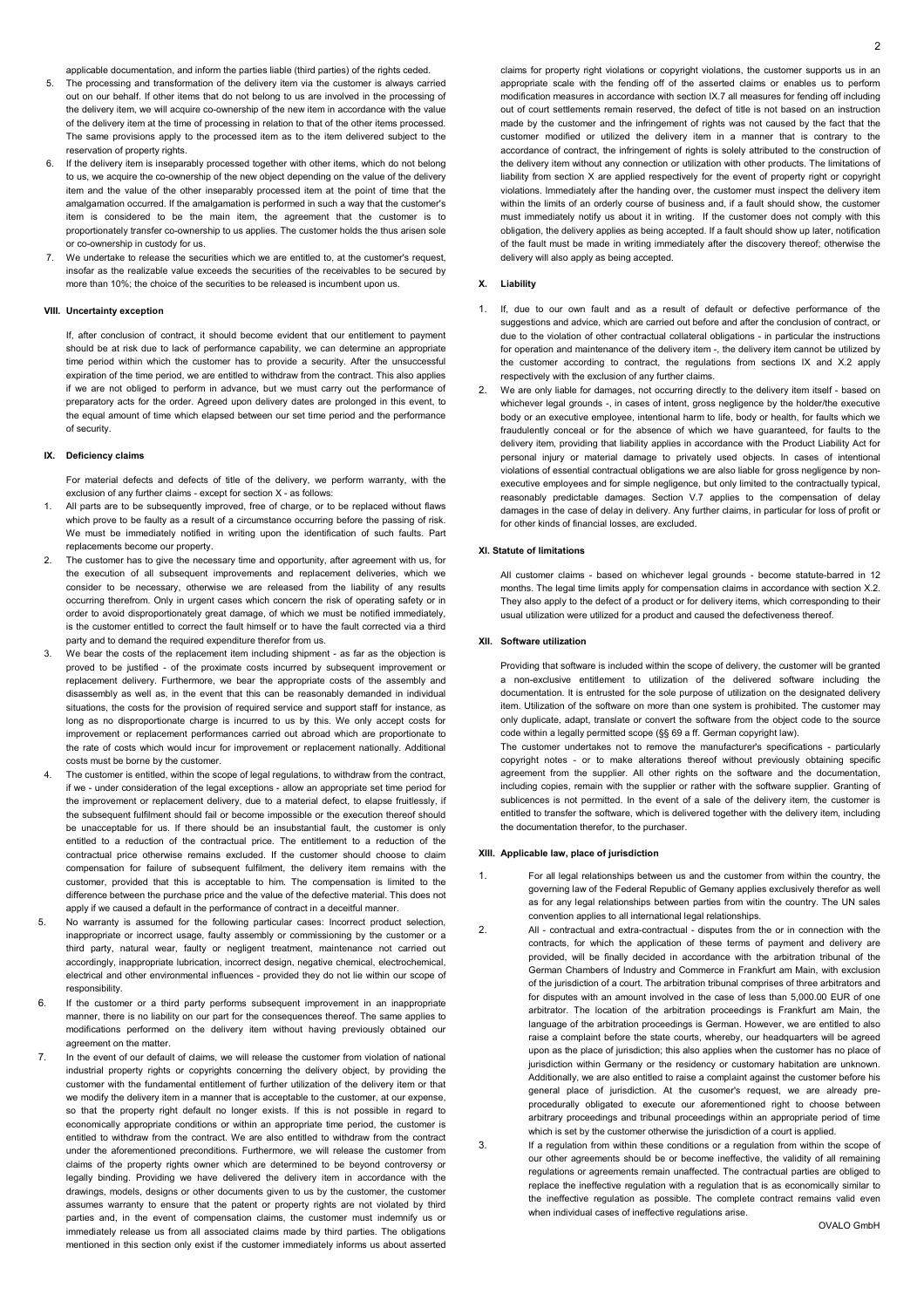applicable documentation, and inform the parties liable (third parties) of the rights ceded.

5. The processing and transformation of the delivery item via the customer is always carried out on our behalf. If other items that do not belong to us are involved in the processing of the delivery item, we will acquire co-ownership of the new item in accordance with the value of the delivery item at the time of processing in relation to that of the other items processed. The same provisions apply to the processed item as to the item delivered subject to the reservation of property rights.
6. If the delivery item is inseparably processed together with other items, which do not belong to us, we acquire the co-ownership of the new object depending on the value of the delivery item and the value of the other inseparably processed item at the point of time that the amalgamation occurred. If the amalgamation is performed in such a way that the customer's item is considered to be the main item, the agreement that the customer is to proportionately transfer co-ownership to us applies. The customer holds the thus arisen sole or co-ownership in custody for us.
7. We undertake to release the securities which we are entitled to, at the customer's request, insofar as the realizable value exceeds the securities of the receivables to be secured by more than 10%; the choice of the securities to be released is incumbent upon us.

#### VIII. Uncertainty exception

If, after conclusion of contract, it should become evident that our entitlement to payment should be at risk due to lack of performance capability, we can determine an appropriate time period within which the customer has to provide a security. After the unsuccessful expiration of the time period, we are entitled to withdraw from the contract. This also applies if we are not obliged to perform in advance, but we must carry out the performance of preparatory acts for the order. Agreed upon delivery dates are prolonged in this event, to the equal amount of time which elapsed between our set time period and the performance of security.

#### IX. Deficiency claims

For material defects and defects of title of the delivery, we perform warranty, with the exclusion of any further claims - except for section X - as follows:

1. All parts are to be subsequently improved, free of charge, or to be replaced without flaws which prove to be faulty as a result of a circumstance occurring before the passing of risk. We must be immediately notified in writing upon the identification of such faults. Part replacements become our property.
2. The customer has to give the necessary time and opportunity, after agreement with us, for the execution of all subsequent improvements and replacement deliveries, which we consider to be necessary, otherwise we are released from the liability of any results occurring therefrom. Only in urgent cases which concern the risk of operating safety or in order to avoid disproportionately great damage, of which we must be notified immediately, is the customer entitled to correct the fault himself or to have the fault corrected via a third party and to demand the required expenditure therefor from us.
3. We bear the costs of the replacement item including shipment - as far as the objection is proved to be justified - of the proximate costs incurred by subsequent improvement or replacement delivery. Furthermore, we bear the appropriate costs of the assembly and disassembly as well as, in the event that this can be reasonably demanded in individual situations, the costs for the provision of required service and support staff for instance, as long as no disproportionate charge is incurred to us by this. We only accept costs for improvement or replacement performances carried out abroad which are proportionate to the rate of costs which would incur for improvement or replacement nationally. Additional costs must be borne by the customer.
4. The customer is entitled, within the scope of legal regulations, to withdraw from the contract, if we - under consideration of the legal exceptions - allow an appropriate set time period for the improvement or replacement delivery, due to a material defect, to elapse fruitlessly, if the subsequent fulfilment should fail or become impossible or the execution thereof should be unacceptable for us. If there should be an insubstantial fault, the customer is only entitled to a reduction of the contractual price. The entitlement to a reduction of the contractual price otherwise remains excluded. If the customer should choose to claim compensation for failure of subsequent fulfilment, the delivery item remains with the customer, provided that this is acceptable to him. The compensation is limited to the difference between the purchase price and the value of the defective material. This does not apply if we caused a default in the performance of contract in a deceitful manner.
5. No warranty is assumed for the following particular cases: Incorrect product selection, inappropriate or incorrect usage, faulty assembly or commissioning by the customer or a third party, natural wear, faulty or negligent treatment, maintenance not carried out accordingly, inappropriate lubrication, incorrect design, negative chemical, electrochemical, electrical and other environmental influences - provided they do not lie within our scope of responsibility.
6. If the customer or a third party performs subsequent improvement in an inappropriate manner, there is no liability on our part for the consequences thereof. The same applies to modifications performed on the delivery item without having previously obtained our agreement on the matter.
7. In the event of our default of claims, we will release the customer from violation of national industrial property rights or copyrights concerning the delivery object, by providing the customer with the fundamental entitlement of further utilization of the delivery item or that we modify the delivery item in a manner that is acceptable to the customer, at our expense, so that the property right default no longer exists. If this is not possible in regard to economically appropriate conditions or within an appropriate time period, the customer is entitled to withdraw from the contract. We are also entitled to withdraw from the contract under the aforementioned preconditions. Furthermore, we will release the customer from claims of the property rights owner which are determined to be beyond controversy or legally binding. Providing we have delivered the delivery item in accordance with the drawings, models, designs or other documents given to us by the customer, the customer assumes warranty to ensure that the patent or property rights are not violated by third parties and, in the event of compensation claims, the customer must indemnify us or immediately release us from all associated claims made by third parties. The obligations mentioned in this section only exist if the customer immediately informs us about asserted claims for property right violations or copyright violations, the customer supports us in an appropriate scale with the fending off of the asserted claims or enables us to perform modification measures in accordance with section IX.7 all measures for fending off including out of court settlements remain reserved, the defect of title is not based on an instruction made by the customer and the infringement of rights was not caused by the fact that the customer modified or utilized the delivery item in a manner that is contrary to the accordance of contract, the infringement of rights is solely attributed to the construction of the delivery item without any connection or utilization with other products. The limitations of liability from section X are applied respectively for the event of property right or copyright violations. Immediately after the handing over, the customer must inspect the delivery item within the limits of an orderly course of business and, if a fault should show, the customer must immediately notify us about it in writing. If the customer does not comply with this obligation, the delivery applies as being accepted. If a fault should show up later, notification of the fault must be made in writing immediately after the discovery thereof; otherwise the delivery will also apply as being accepted.

#### X. Liability

1. If, due to our own fault and as a result of default or defective performance of the suggestions and advice, which are carried out before and after the conclusion of contract, or due to the violation of other contractual collateral obligations - in particular the instructions for operation and maintenance of the delivery item -, the delivery item cannot be utilized by the customer according to contract, the regulations from sections IX and X.2 apply respectively with the exclusion of any further claims.
2. We are only liable for damages, not occurring directly to the delivery item itself - based on whichever legal grounds -, in cases of intent, gross negligence by the holder/the executive body or an executive employee, intentional harm to life, body or health, for faults which we fraudulently conceal or for the absence of which we have guaranteed, for faults to the delivery item, providing that liability applies in accordance with the Product Liability Act for personal injury or material damage to privately used objects. In cases of intentional violations of essential contractual obligations we are also liable for gross negligence by non-executive employees and for simple negligence, but only limited to the contractually typical, reasonably predictable damages. Section V.7 applies to the compensation of delay damages in the case of delay in delivery. Any further claims, in particular for loss of profit or for other kinds of financial losses, are excluded.

#### XI. Statute of limitations

All customer claims - based on whichever legal grounds - become statute-barred in 12 months. The legal time limits apply for compensation claims in accordance with section X.2. They also apply to the defect of a product or for delivery items, which corresponding to their usual utilization were utilized for a product and caused the defectiveness thereof.

#### XII. Software utilization

Providing that software is included within the scope of delivery, the customer will be granted a non-exclusive entitlement to utilization of the delivered software including the documentation. It is entrusted for the sole purpose of utilization on the designated delivery item. Utilization of the software on more than one system is prohibited. The customer may only duplicate, adapt, translate or convert the software from the object code to the source code within a legally permitted scope (§§ 69 a ff. German copyright law).

The customer undertakes not to remove the manufacturer's specifications - particularly copyright notes - or to make alterations thereof without previously obtaining specific agreement from the supplier. All other rights on the software and the documentation, including copies, remain with the supplier or rather with the software supplier. Granting of sublicences is not permitted. In the event of a sale of the delivery item, the customer is entitled to transfer the software, which is delivered together with the delivery item, including the documentation therefor, to the purchaser.

#### XIII. Applicable law, place of jurisdiction

1. For all legal relationships between us and the customer from within the country, the governing law of the Federal Republic of Gemany applies exclusively therefor as well as for any legal relationships between parties from witin the country. The UN sales convention applies to all international legal relationships.
2. All - contractual and extra-contractual - disputes from the or in connection with the contracts, for which the application of these terms of payment and delivery are provided, will be finally decided in accordance with the arbitration tribunal of the German Chambers of Industry and Commerce in Frankfurt am Main, with exclusion of the jurisdiction of a court. The arbitration tribunal comprises of three arbitrators and for disputes with an amount involved in the case of less than 5,000.00 EUR of one arbitrator. The location of the arbitration proceedings is Frankfurt am Main, the language of the arbitration proceedings is German. However, we are entitled to also raise a complaint before the state courts, whereby, our headquarters will be agreed upon as the place of jurisdiction; this also applies when the customer has no place of jurisdiction within Germany or the residency or customary habitation are unknown. Additionally, we are also entitled to raise a complaint against the customer before his general place of jurisdiction. At the cusomer's request, we are already pre-procedurally obligated to execute our aforementioned right to choose between arbitrary proceedings and tribunal proceedings within an appropriate period of time which is set by the customer otherwise the jurisdiction of a court is applied.
3. If a regulation from within these conditions or a regulation from within the scope of our other agreements should be or become ineffective, the validity of all remaining regulations or agreements remain unaffected. The contractual parties are obliged to replace the ineffective regulation with a regulation that is as economically similar to the ineffective regulation as possible. The complete contract remains valid even when individual cases of ineffective regulations arise.

OVALO GmbH